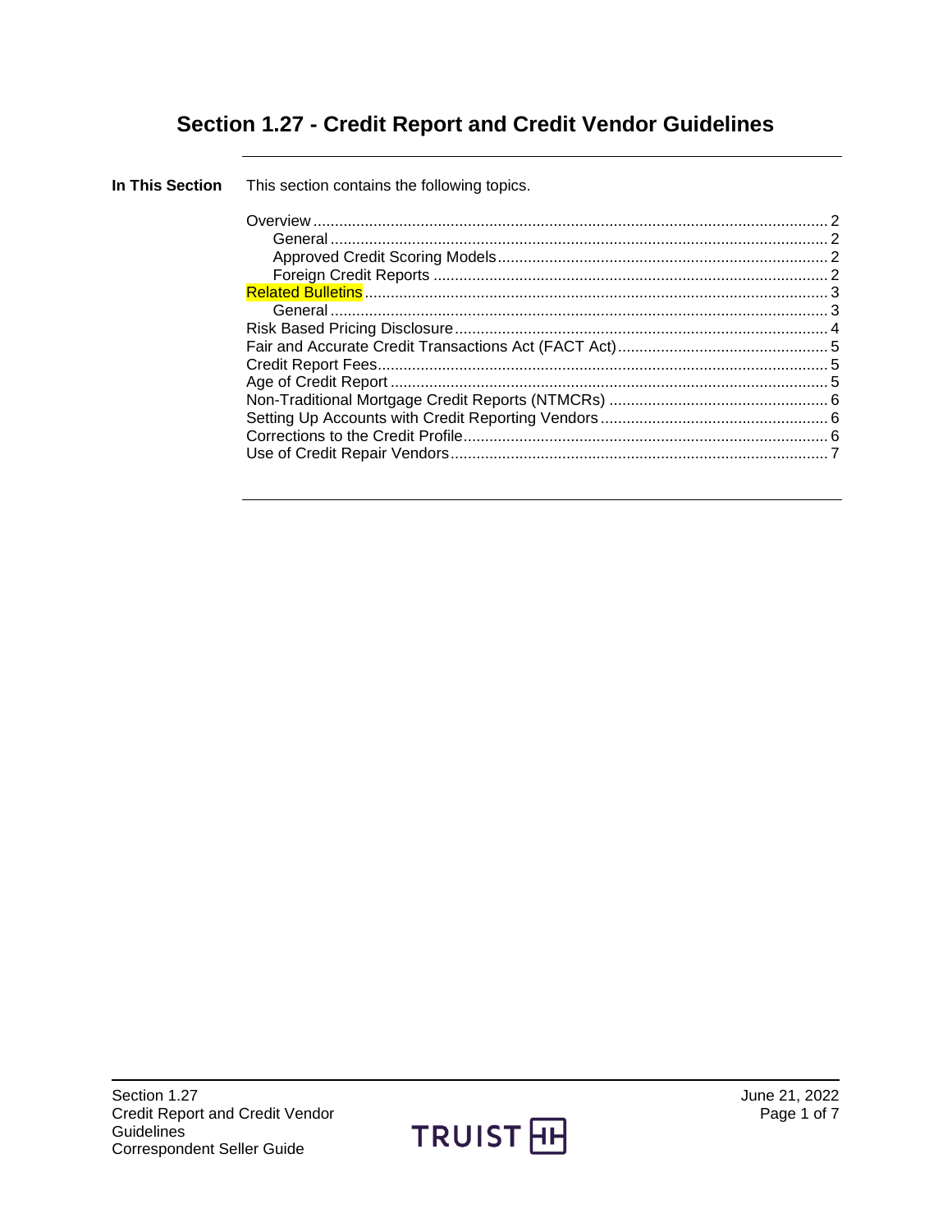# Section 1.27 - Credit Report and Credit Vendor Guidelines

**In This Section**

This section contains the following topics.

| Topic | Page |
| --- | --- |
| Overview | 2 |
| General | 2 |
| Approved Credit Scoring Models | 2 |
| Foreign Credit Reports | 2 |
| Related Bulletins | 3 |
| General | 3 |
| Risk Based Pricing Disclosure | 4 |
| Fair and Accurate Credit Transactions Act (FACT Act) | 5 |
| Credit Report Fees | 5 |
| Age of Credit Report | 5 |
| Non-Traditional Mortgage Credit Reports (NTMCRs) | 6 |
| Setting Up Accounts with Credit Reporting Vendors | 6 |
| Corrections to the Credit Profile | 6 |
| Use of Credit Repair Vendors | 7 |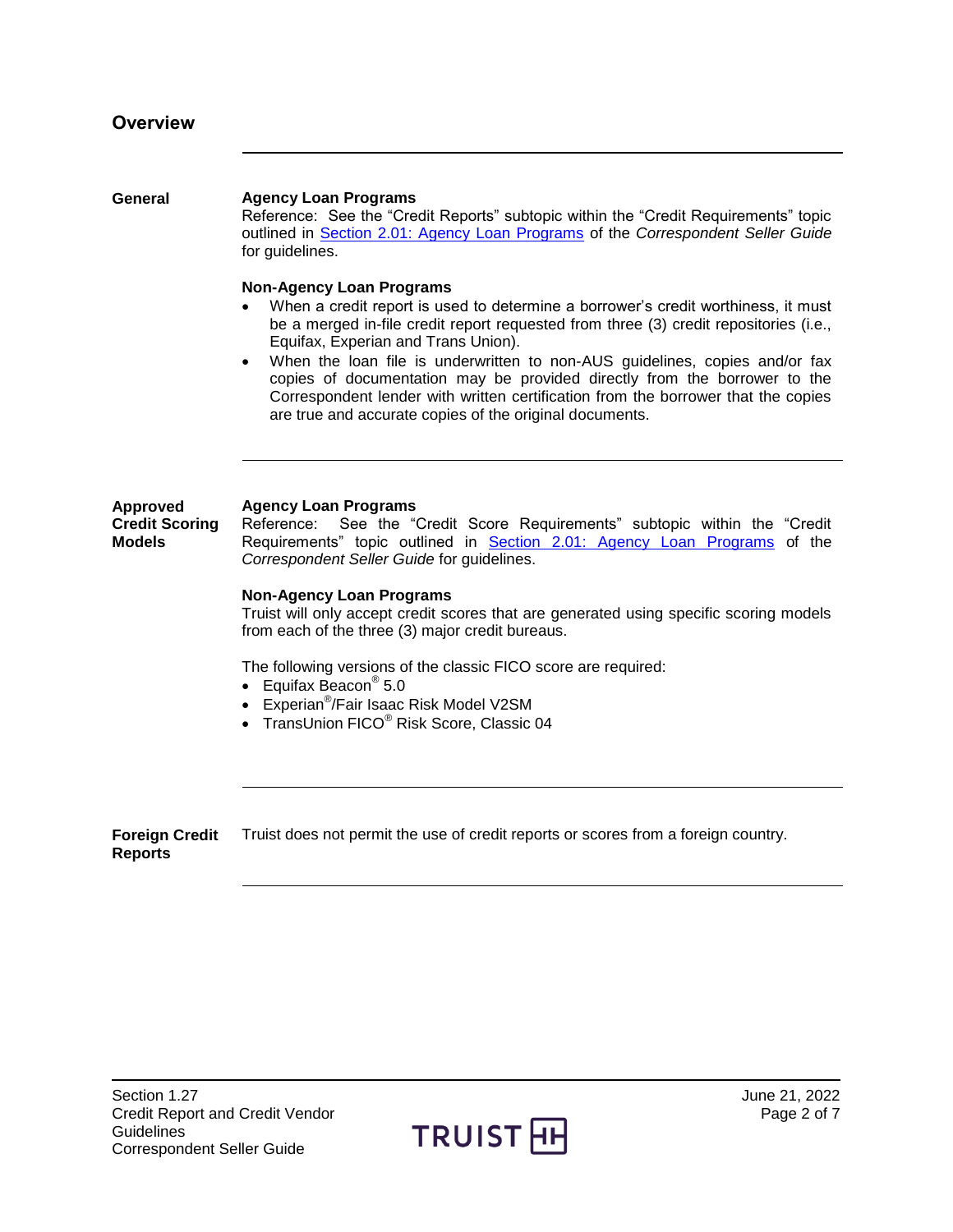## Overview

### General

**Agency Loan Programs**

Reference: See the "Credit Reports" subtopic within the "Credit Requirements" topic outlined in Section 2.01: Agency Loan Programs of the *Correspondent Seller Guide* for guidelines.

**Non-Agency Loan Programs**

- When a credit report is used to determine a borrower's credit worthiness, it must be a merged in-file credit report requested from three (3) credit repositories (i.e., Equifax, Experian and Trans Union).
- When the loan file is underwritten to non-AUS guidelines, copies and/or fax copies of documentation may be provided directly from the borrower to the Correspondent lender with written certification from the borrower that the copies are true and accurate copies of the original documents.

### Approved Credit Scoring Models

**Agency Loan Programs**

Reference: See the "Credit Score Requirements" subtopic within the "Credit Requirements" topic outlined in Section 2.01: Agency Loan Programs of the *Correspondent Seller Guide* for guidelines.

**Non-Agency Loan Programs**

Truist will only accept credit scores that are generated using specific scoring models from each of the three (3) major credit bureaus.

The following versions of the classic FICO score are required:

- Equifax Beacon® 5.0
- Experian®/Fair Isaac Risk Model V2SM
- TransUnion FICO® Risk Score, Classic 04

### Foreign Credit Reports

Truist does not permit the use of credit reports or scores from a foreign country.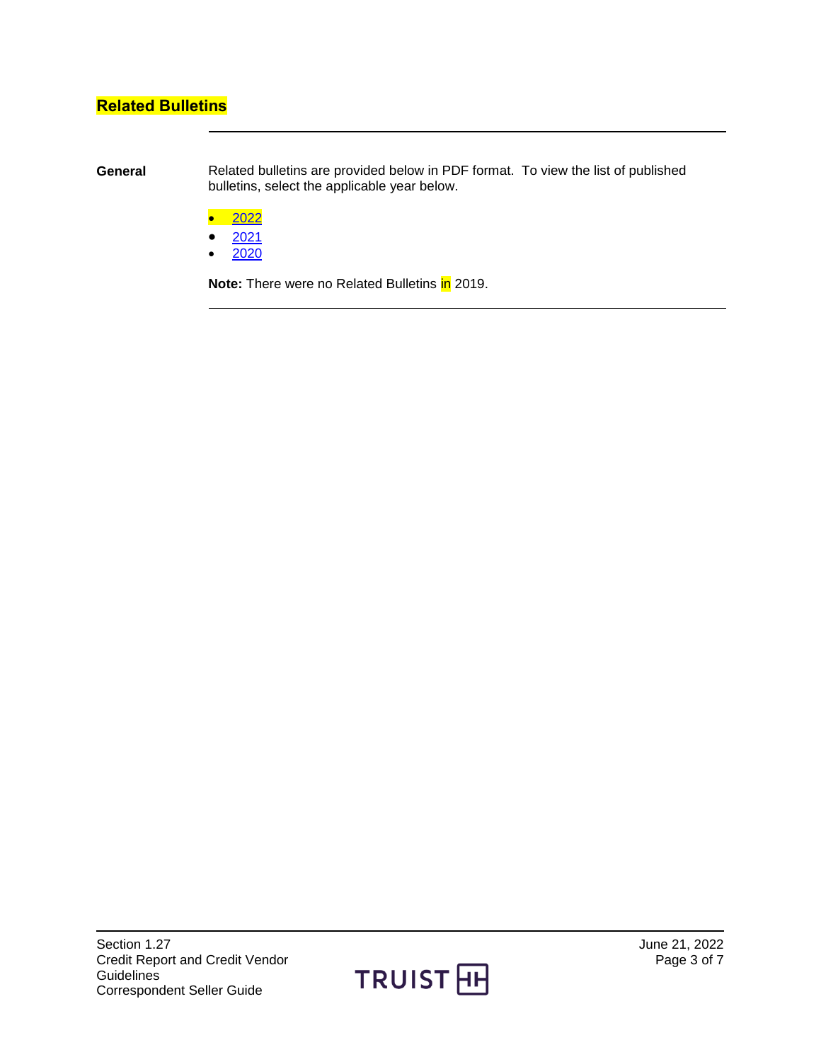## Related Bulletins

**General**

Related bulletins are provided below in PDF format. To view the list of published bulletins, select the applicable year below.

- 2022
- 2021
- 2020

**Note:** There were no Related Bulletins in 2019.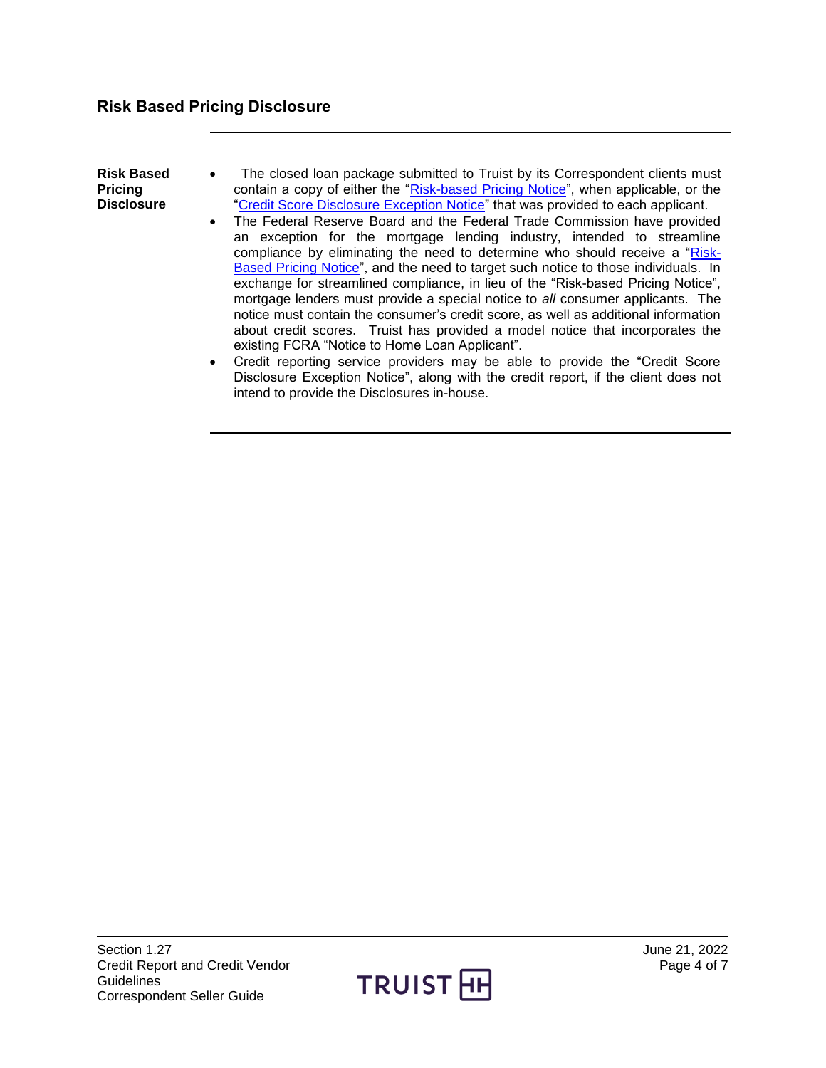## Risk Based Pricing Disclosure

**Risk Based Pricing Disclosure**

- The closed loan package submitted to Truist by its Correspondent clients must contain a copy of either the "Risk-based Pricing Notice", when applicable, or the "Credit Score Disclosure Exception Notice" that was provided to each applicant.
- The Federal Reserve Board and the Federal Trade Commission have provided an exception for the mortgage lending industry, intended to streamline compliance by eliminating the need to determine who should receive a "Risk-Based Pricing Notice", and the need to target such notice to those individuals. In exchange for streamlined compliance, in lieu of the "Risk-based Pricing Notice", mortgage lenders must provide a special notice to *all* consumer applicants. The notice must contain the consumer's credit score, as well as additional information about credit scores. Truist has provided a model notice that incorporates the existing FCRA "Notice to Home Loan Applicant".
- Credit reporting service providers may be able to provide the "Credit Score Disclosure Exception Notice", along with the credit report, if the client does not intend to provide the Disclosures in-house.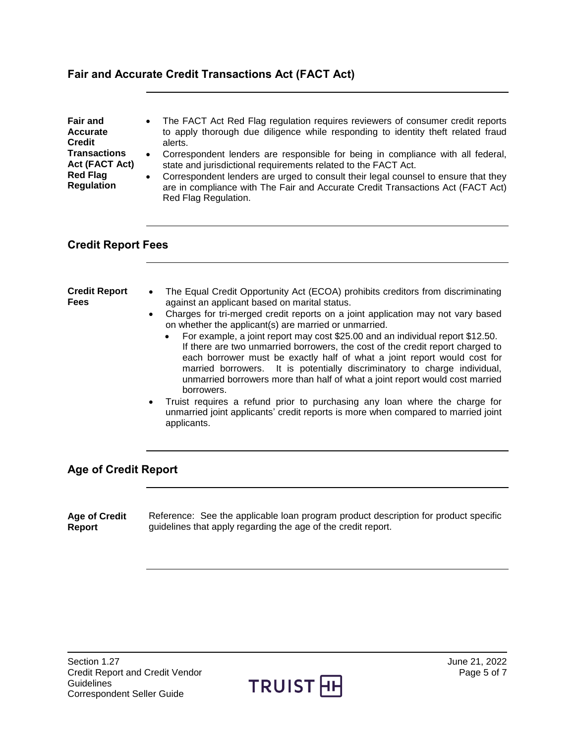## Fair and Accurate Credit Transactions Act (FACT Act)

**Fair and Accurate Credit Transactions Act (FACT Act) Red Flag Regulation**

- The FACT Act Red Flag regulation requires reviewers of consumer credit reports to apply thorough due diligence while responding to identity theft related fraud alerts.
- Correspondent lenders are responsible for being in compliance with all federal, state and jurisdictional requirements related to the FACT Act.
- Correspondent lenders are urged to consult their legal counsel to ensure that they are in compliance with The Fair and Accurate Credit Transactions Act (FACT Act) Red Flag Regulation.

## Credit Report Fees

**Credit Report Fees**

- The Equal Credit Opportunity Act (ECOA) prohibits creditors from discriminating against an applicant based on marital status.
- Charges for tri-merged credit reports on a joint application may not vary based on whether the applicant(s) are married or unmarried.
  - For example, a joint report may cost $25.00 and an individual report $12.50. If there are two unmarried borrowers, the cost of the credit report charged to each borrower must be exactly half of what a joint report would cost for married borrowers. It is potentially discriminatory to charge individual, unmarried borrowers more than half of what a joint report would cost married borrowers.
- Truist requires a refund prior to purchasing any loan where the charge for unmarried joint applicants' credit reports is more when compared to married joint applicants.

## Age of Credit Report

**Age of Credit Report**

Reference: See the applicable loan program product description for product specific guidelines that apply regarding the age of the credit report.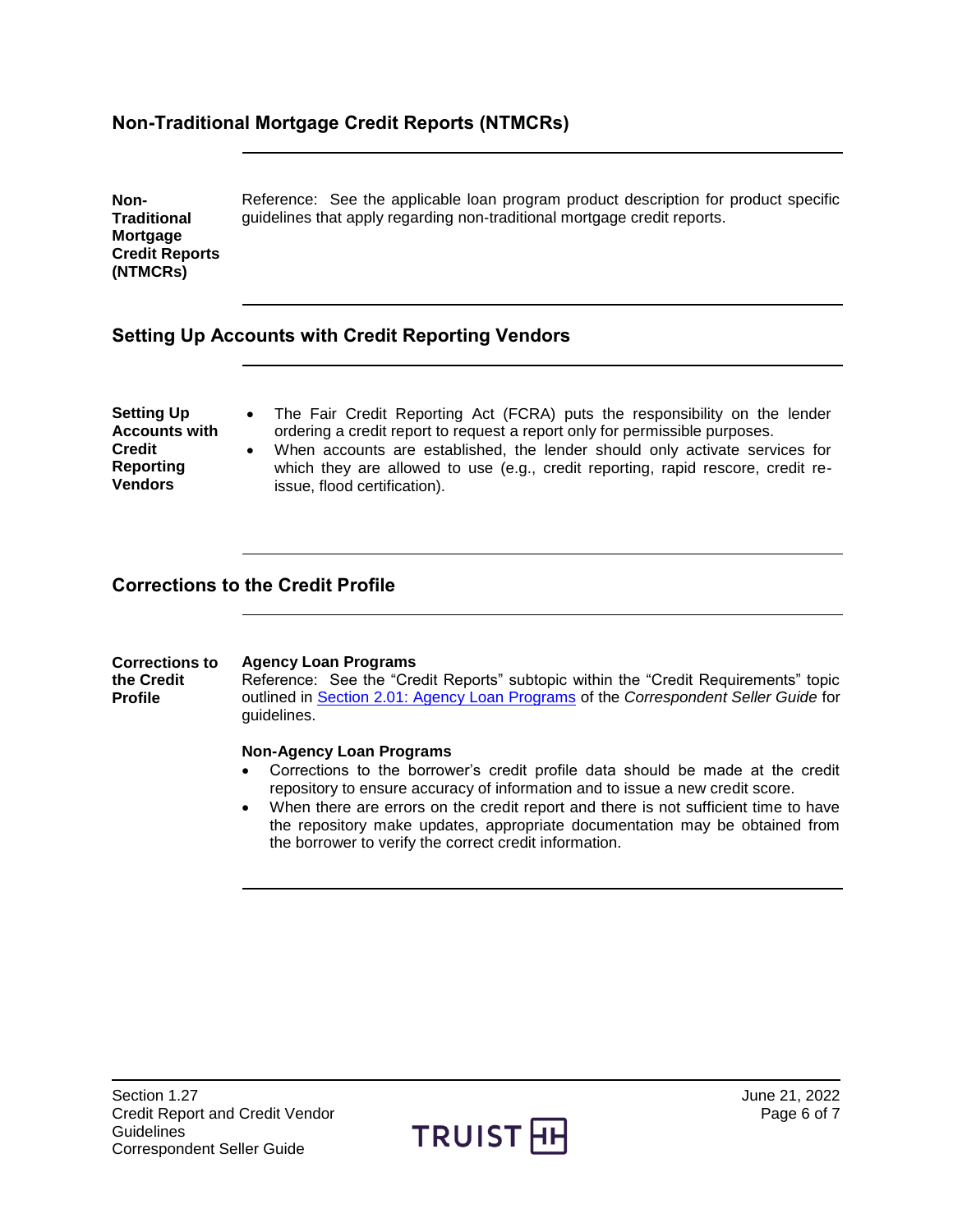## Non-Traditional Mortgage Credit Reports (NTMCRs)

**Non-Traditional Mortgage Credit Reports (NTMCRs)**

Reference: See the applicable loan program product description for product specific guidelines that apply regarding non-traditional mortgage credit reports.

## Setting Up Accounts with Credit Reporting Vendors

**Setting Up Accounts with Credit Reporting Vendors**

- The Fair Credit Reporting Act (FCRA) puts the responsibility on the lender ordering a credit report to request a report only for permissible purposes.
- When accounts are established, the lender should only activate services for which they are allowed to use (e.g., credit reporting, rapid rescore, credit re-issue, flood certification).

## Corrections to the Credit Profile

**Corrections to the Credit Profile**

**Agency Loan Programs**

Reference: See the "Credit Reports" subtopic within the "Credit Requirements" topic outlined in Section 2.01: Agency Loan Programs of the *Correspondent Seller Guide* for guidelines.

**Non-Agency Loan Programs**

- Corrections to the borrower's credit profile data should be made at the credit repository to ensure accuracy of information and to issue a new credit score.
- When there are errors on the credit report and there is not sufficient time to have the repository make updates, appropriate documentation may be obtained from the borrower to verify the correct credit information.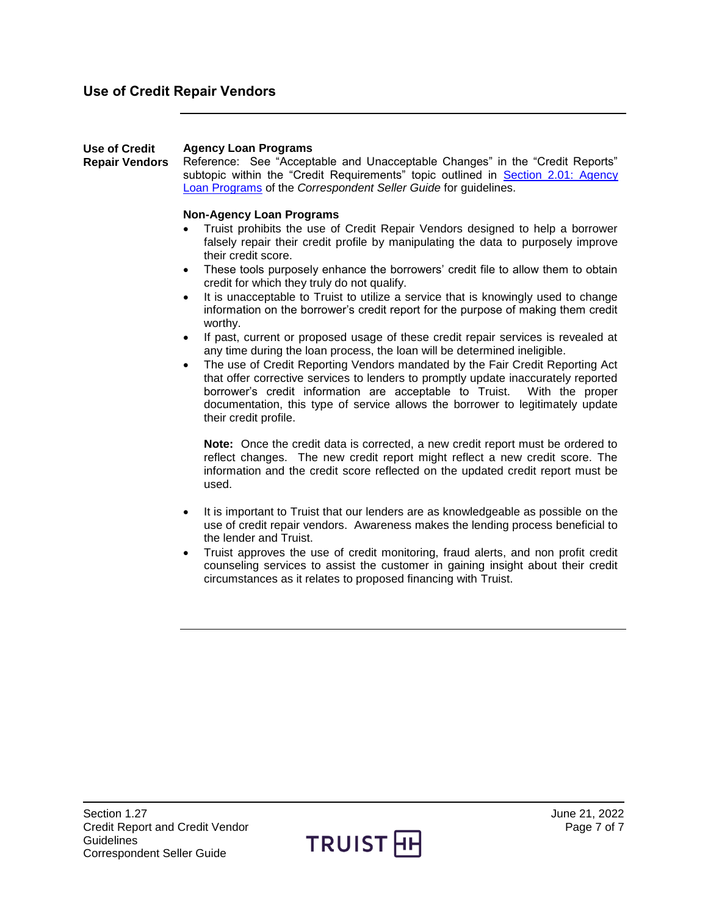## Use of Credit Repair Vendors

**Use of Credit Repair Vendors**

**Agency Loan Programs**

Reference: See "Acceptable and Unacceptable Changes" in the "Credit Reports" subtopic within the "Credit Requirements" topic outlined in Section 2.01: Agency Loan Programs of the *Correspondent Seller Guide* for guidelines.

**Non-Agency Loan Programs**

- Truist prohibits the use of Credit Repair Vendors designed to help a borrower falsely repair their credit profile by manipulating the data to purposely improve their credit score.
- These tools purposely enhance the borrowers' credit file to allow them to obtain credit for which they truly do not qualify.
- It is unacceptable to Truist to utilize a service that is knowingly used to change information on the borrower's credit report for the purpose of making them credit worthy.
- If past, current or proposed usage of these credit repair services is revealed at any time during the loan process, the loan will be determined ineligible.
- The use of Credit Reporting Vendors mandated by the Fair Credit Reporting Act that offer corrective services to lenders to promptly update inaccurately reported borrower's credit information are acceptable to Truist. With the proper documentation, this type of service allows the borrower to legitimately update their credit profile.

  **Note:** Once the credit data is corrected, a new credit report must be ordered to reflect changes. The new credit report might reflect a new credit score. The information and the credit score reflected on the updated credit report must be used.

- It is important to Truist that our lenders are as knowledgeable as possible on the use of credit repair vendors. Awareness makes the lending process beneficial to the lender and Truist.
- Truist approves the use of credit monitoring, fraud alerts, and non profit credit counseling services to assist the customer in gaining insight about their credit circumstances as it relates to proposed financing with Truist.